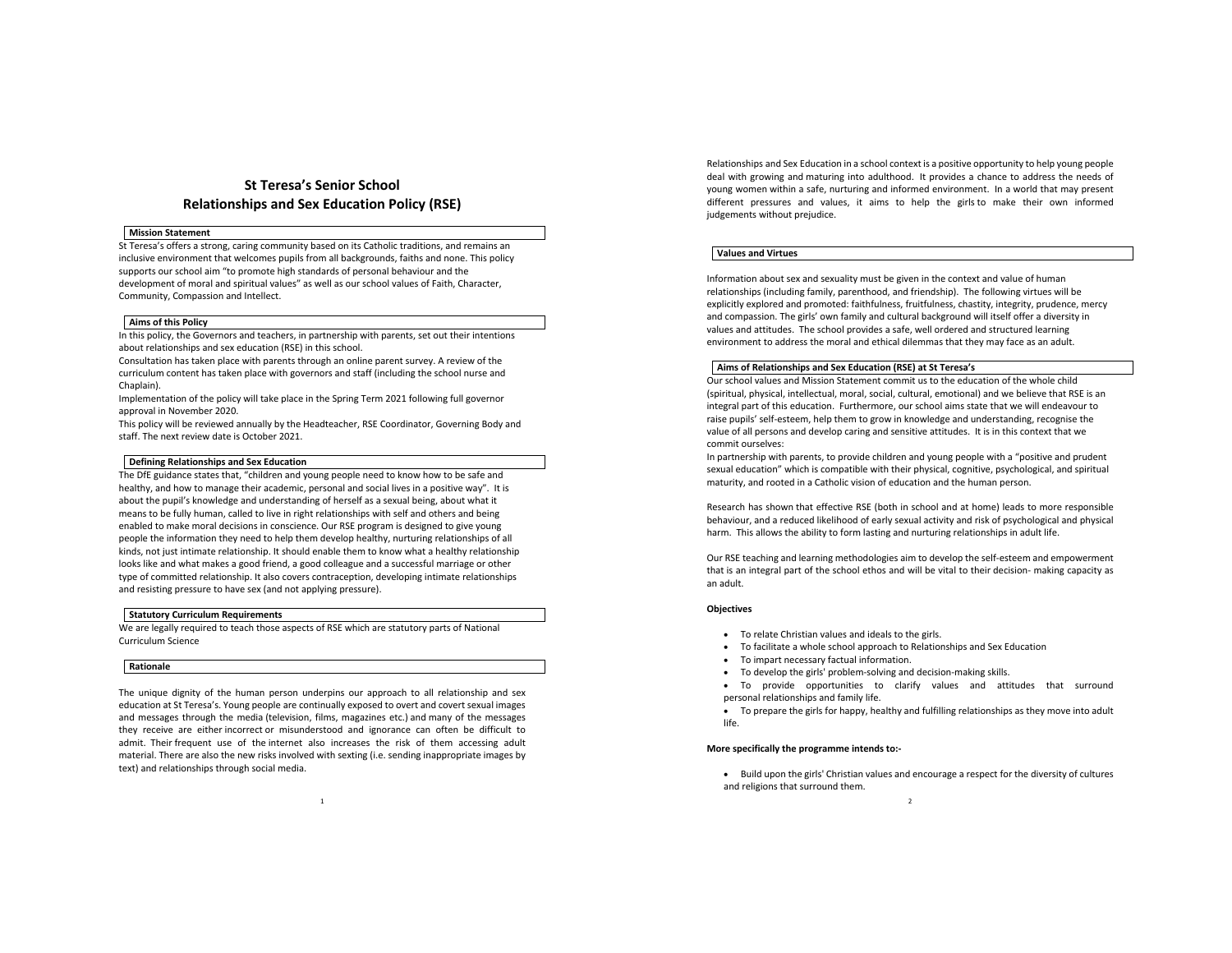# St Teresa's Senior School
# Relationships and Sex Education Policy (RSE)

## Mission Statement

St Teresa's offers a strong, caring community based on its Catholic traditions, and remains an inclusive environment that welcomes pupils from all backgrounds, faiths and none. This policy supports our school aim "to promote high standards of personal behaviour and the development of moral and spiritual values" as well as our school values of Faith, Character, Community, Compassion and Intellect.

## Aims of this Policy

In this policy, the Governors and teachers, in partnership with parents, set out their intentions about relationships and sex education (RSE) in this school.

Consultation has taken place with parents through an online parent survey. A review of the curriculum content has taken place with governors and staff (including the school nurse and Chaplain).

Implementation of the policy will take place in the Spring Term 2021 following full governor approval in November 2020.

This policy will be reviewed annually by the Headteacher, RSE Coordinator, Governing Body and staff. The next review date is October 2021.

## Defining Relationships and Sex Education

The DfE guidance states that, "children and young people need to know how to be safe and healthy, and how to manage their academic, personal and social lives in a positive way". It is about the pupil's knowledge and understanding of herself as a sexual being, about what it means to be fully human, called to live in right relationships with self and others and being enabled to make moral decisions in conscience. Our RSE program is designed to give young people the information they need to help them develop healthy, nurturing relationships of all kinds, not just intimate relationship. It should enable them to know what a healthy relationship looks like and what makes a good friend, a good colleague and a successful marriage or other type of committed relationship. It also covers contraception, developing intimate relationships and resisting pressure to have sex (and not applying pressure).

## Statutory Curriculum Requirements

We are legally required to teach those aspects of RSE which are statutory parts of National Curriculum Science

## Rationale

The unique dignity of the human person underpins our approach to all relationship and sex education at St Teresa's. Young people are continually exposed to overt and covert sexual images and messages through the media (television, films, magazines etc.) and many of the messages they receive are either incorrect or misunderstood and ignorance can often be difficult to admit. Their frequent use of the internet also increases the risk of them accessing adult material. There are also the new risks involved with sexting (i.e. sending inappropriate images by text) and relationships through social media.

Relationships and Sex Education in a school context is a positive opportunity to help young people deal with growing and maturing into adulthood. It provides a chance to address the needs of young women within a safe, nurturing and informed environment. In a world that may present different pressures and values, it aims to help the girls to make their own informed judgements without prejudice.

## Values and Virtues

Information about sex and sexuality must be given in the context and value of human relationships (including family, parenthood, and friendship). The following virtues will be explicitly explored and promoted: faithfulness, fruitfulness, chastity, integrity, prudence, mercy and compassion. The girls' own family and cultural background will itself offer a diversity in values and attitudes. The school provides a safe, well ordered and structured learning environment to address the moral and ethical dilemmas that they may face as an adult.

## Aims of Relationships and Sex Education (RSE) at St Teresa's

Our school values and Mission Statement commit us to the education of the whole child (spiritual, physical, intellectual, moral, social, cultural, emotional) and we believe that RSE is an integral part of this education. Furthermore, our school aims state that we will endeavour to raise pupils' self-esteem, help them to grow in knowledge and understanding, recognise the value of all persons and develop caring and sensitive attitudes. It is in this context that we commit ourselves:

In partnership with parents, to provide children and young people with a "positive and prudent sexual education" which is compatible with their physical, cognitive, psychological, and spiritual maturity, and rooted in a Catholic vision of education and the human person.

Research has shown that effective RSE (both in school and at home) leads to more responsible behaviour, and a reduced likelihood of early sexual activity and risk of psychological and physical harm. This allows the ability to form lasting and nurturing relationships in adult life.

Our RSE teaching and learning methodologies aim to develop the self-esteem and empowerment that is an integral part of the school ethos and will be vital to their decision- making capacity as an adult.

**Objectives**

- To relate Christian values and ideals to the girls.
- To facilitate a whole school approach to Relationships and Sex Education
- To impart necessary factual information.
- To develop the girls' problem-solving and decision-making skills.
- To provide opportunities to clarify values and attitudes that surround personal relationships and family life.
- To prepare the girls for happy, healthy and fulfilling relationships as they move into adult life.

**More specifically the programme intends to:-**

- Build upon the girls' Christian values and encourage a respect for the diversity of cultures and religions that surround them.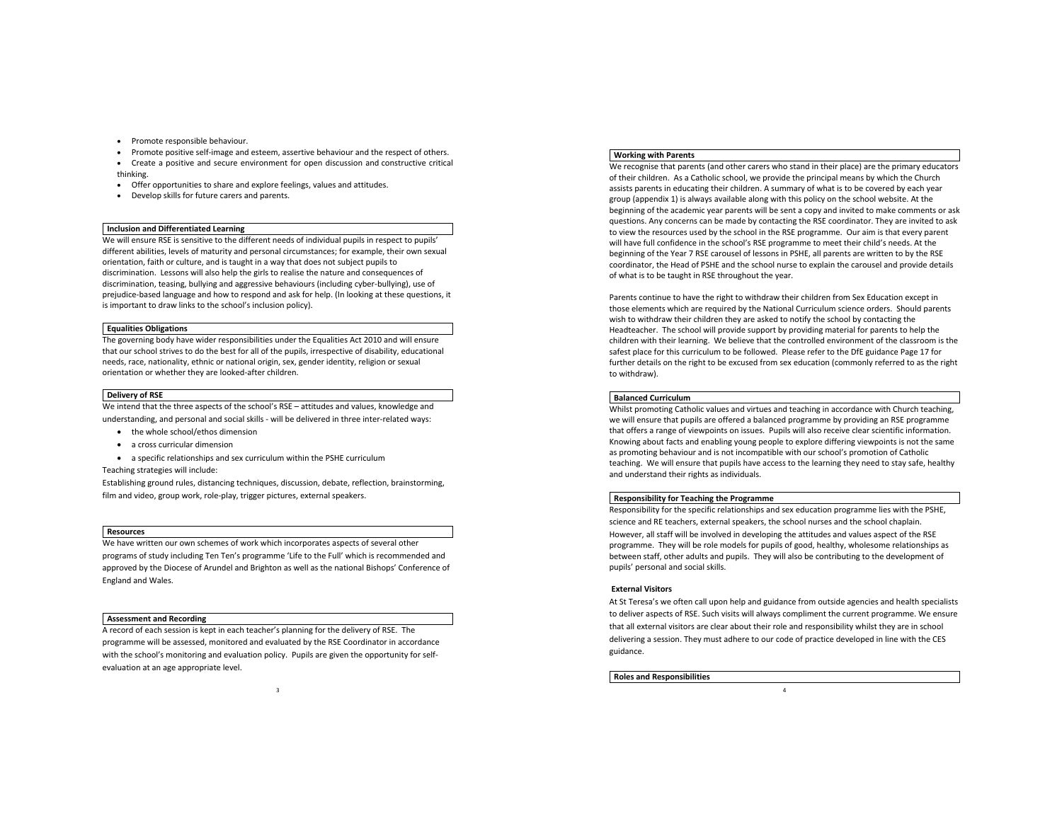- Promote responsible behaviour.
- Promote positive self-image and esteem, assertive behaviour and the respect of others.
- Create a positive and secure environment for open discussion and constructive critical thinking.
- Offer opportunities to share and explore feelings, values and attitudes.
- Develop skills for future carers and parents.

## Inclusion and Differentiated Learning

We will ensure RSE is sensitive to the different needs of individual pupils in respect to pupils' different abilities, levels of maturity and personal circumstances; for example, their own sexual orientation, faith or culture, and is taught in a way that does not subject pupils to discrimination. Lessons will also help the girls to realise the nature and consequences of discrimination, teasing, bullying and aggressive behaviours (including cyber-bullying), use of prejudice-based language and how to respond and ask for help. (In looking at these questions, it is important to draw links to the school's inclusion policy).

## Equalities Obligations

The governing body have wider responsibilities under the Equalities Act 2010 and will ensure that our school strives to do the best for all of the pupils, irrespective of disability, educational needs, race, nationality, ethnic or national origin, sex, gender identity, religion or sexual orientation or whether they are looked-after children.

## Delivery of RSE

We intend that the three aspects of the school's RSE – attitudes and values, knowledge and understanding, and personal and social skills - will be delivered in three inter-related ways:

- the whole school/ethos dimension
- a cross curricular dimension
- a specific relationships and sex curriculum within the PSHE curriculum

Teaching strategies will include:

Establishing ground rules, distancing techniques, discussion, debate, reflection, brainstorming, film and video, group work, role-play, trigger pictures, external speakers.

## Resources

We have written our own schemes of work which incorporates aspects of several other programs of study including Ten Ten's programme 'Life to the Full' which is recommended and approved by the Diocese of Arundel and Brighton as well as the national Bishops' Conference of England and Wales.

## Assessment and Recording

A record of each session is kept in each teacher's planning for the delivery of RSE. The programme will be assessed, monitored and evaluated by the RSE Coordinator in accordance with the school's monitoring and evaluation policy. Pupils are given the opportunity for self-evaluation at an age appropriate level.

## Working with Parents

We recognise that parents (and other carers who stand in their place) are the primary educators of their children. As a Catholic school, we provide the principal means by which the Church assists parents in educating their children. A summary of what is to be covered by each year group (appendix 1) is always available along with this policy on the school website. At the beginning of the academic year parents will be sent a copy and invited to make comments or ask questions. Any concerns can be made by contacting the RSE coordinator. They are invited to ask to view the resources used by the school in the RSE programme. Our aim is that every parent will have full confidence in the school's RSE programme to meet their child's needs. At the beginning of the Year 7 RSE carousel of lessons in PSHE, all parents are written to by the RSE coordinator, the Head of PSHE and the school nurse to explain the carousel and provide details of what is to be taught in RSE throughout the year.

Parents continue to have the right to withdraw their children from Sex Education except in those elements which are required by the National Curriculum science orders. Should parents wish to withdraw their children they are asked to notify the school by contacting the Headteacher. The school will provide support by providing material for parents to help the children with their learning. We believe that the controlled environment of the classroom is the safest place for this curriculum to be followed. Please refer to the DfE guidance Page 17 for further details on the right to be excused from sex education (commonly referred to as the right to withdraw).

## Balanced Curriculum

Whilst promoting Catholic values and virtues and teaching in accordance with Church teaching, we will ensure that pupils are offered a balanced programme by providing an RSE programme that offers a range of viewpoints on issues. Pupils will also receive clear scientific information. Knowing about facts and enabling young people to explore differing viewpoints is not the same as promoting behaviour and is not incompatible with our school's promotion of Catholic teaching. We will ensure that pupils have access to the learning they need to stay safe, healthy and understand their rights as individuals.

## Responsibility for Teaching the Programme

Responsibility for the specific relationships and sex education programme lies with the PSHE, science and RE teachers, external speakers, the school nurses and the school chaplain. However, all staff will be involved in developing the attitudes and values aspect of the RSE programme. They will be role models for pupils of good, healthy, wholesome relationships as between staff, other adults and pupils. They will also be contributing to the development of pupils' personal and social skills.

### External Visitors

At St Teresa's we often call upon help and guidance from outside agencies and health specialists to deliver aspects of RSE. Such visits will always compliment the current programme. We ensure that all external visitors are clear about their role and responsibility whilst they are in school delivering a session. They must adhere to our code of practice developed in line with the CES guidance.

## Roles and Responsibilities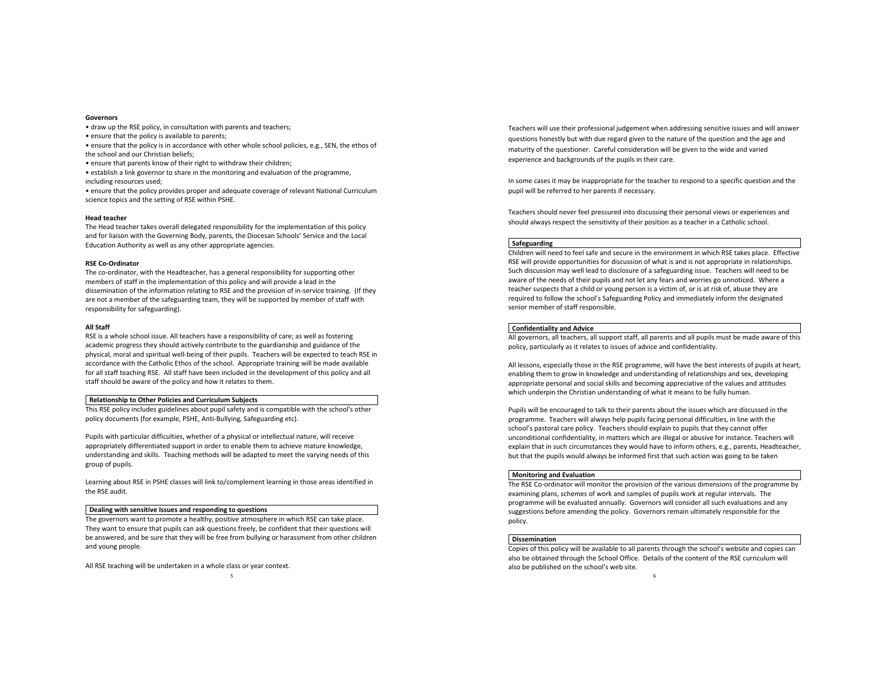**Governors**

- draw up the RSE policy, in consultation with parents and teachers;
- ensure that the policy is available to parents;
- ensure that the policy is in accordance with other whole school policies, e.g., SEN, the ethos of the school and our Christian beliefs;
- ensure that parents know of their right to withdraw their children;
- establish a link governor to share in the monitoring and evaluation of the programme, including resources used;
- ensure that the policy provides proper and adequate coverage of relevant National Curriculum science topics and the setting of RSE within PSHE.

**Head teacher**

The Head teacher takes overall delegated responsibility for the implementation of this policy and for liaison with the Governing Body, parents, the Diocesan Schools' Service and the Local Education Authority as well as any other appropriate agencies.

**RSE Co-Ordinator**

The co-ordinator, with the Headteacher, has a general responsibility for supporting other members of staff in the implementation of this policy and will provide a lead in the dissemination of the information relating to RSE and the provision of in-service training. (If they are not a member of the safeguarding team, they will be supported by member of staff with responsibility for safeguarding).

**All Staff**

RSE is a whole school issue. All teachers have a responsibility of care; as well as fostering academic progress they should actively contribute to the guardianship and guidance of the physical, moral and spiritual well-being of their pupils. Teachers will be expected to teach RSE in accordance with the Catholic Ethos of the school. Appropriate training will be made available for all staff teaching RSE. All staff have been included in the development of this policy and all staff should be aware of the policy and how it relates to them.

## Relationship to Other Policies and Curriculum Subjects

This RSE policy includes guidelines about pupil safety and is compatible with the school's other policy documents (for example, PSHE, Anti-Bullying, Safeguarding etc).

Pupils with particular difficulties, whether of a physical or intellectual nature, will receive appropriately differentiated support in order to enable them to achieve mature knowledge, understanding and skills. Teaching methods will be adapted to meet the varying needs of this group of pupils.

Learning about RSE in PSHE classes will link to/complement learning in those areas identified in the RSE audit.

## Dealing with sensitive Issues and responding to questions

The governors want to promote a healthy, positive atmosphere in which RSE can take place. They want to ensure that pupils can ask questions freely, be confident that their questions will be answered, and be sure that they will be free from bullying or harassment from other children and young people.

All RSE teaching will be undertaken in a whole class or year context.

Teachers will use their professional judgement when addressing sensitive issues and will answer questions honestly but with due regard given to the nature of the question and the age and maturity of the questioner. Careful consideration will be given to the wide and varied experience and backgrounds of the pupils in their care.

In some cases it may be inappropriate for the teacher to respond to a specific question and the pupil will be referred to her parents if necessary.

Teachers should never feel pressured into discussing their personal views or experiences and should always respect the sensitivity of their position as a teacher in a Catholic school.

## Safeguarding

Children will need to feel safe and secure in the environment in which RSE takes place. Effective RSE will provide opportunities for discussion of what is and is not appropriate in relationships. Such discussion may well lead to disclosure of a safeguarding issue. Teachers will need to be aware of the needs of their pupils and not let any fears and worries go unnoticed. Where a teacher suspects that a child or young person is a victim of, or is at risk of, abuse they are required to follow the school's Safeguarding Policy and immediately inform the designated senior member of staff responsible.

## Confidentiality and Advice

All governors, all teachers, all support staff, all parents and all pupils must be made aware of this policy, particularly as it relates to issues of advice and confidentiality.

All lessons, especially those in the RSE programme, will have the best interests of pupils at heart, enabling them to grow in knowledge and understanding of relationships and sex, developing appropriate personal and social skills and becoming appreciative of the values and attitudes which underpin the Christian understanding of what it means to be fully human.

Pupils will be encouraged to talk to their parents about the issues which are discussed in the programme. Teachers will always help pupils facing personal difficulties, in line with the school's pastoral care policy. Teachers should explain to pupils that they cannot offer unconditional confidentiality, in matters which are illegal or abusive for instance. Teachers will explain that in such circumstances they would have to inform others, e.g., parents, Headteacher, but that the pupils would always be informed first that such action was going to be taken

## Monitoring and Evaluation

The RSE Co-ordinator will monitor the provision of the various dimensions of the programme by examining plans, schemes of work and samples of pupils work at regular intervals. The programme will be evaluated annually. Governors will consider all such evaluations and any suggestions before amending the policy. Governors remain ultimately responsible for the policy.

## Dissemination

Copies of this policy will be available to all parents through the school's website and copies can also be obtained through the School Office. Details of the content of the RSE curriculum will also be published on the school's web site.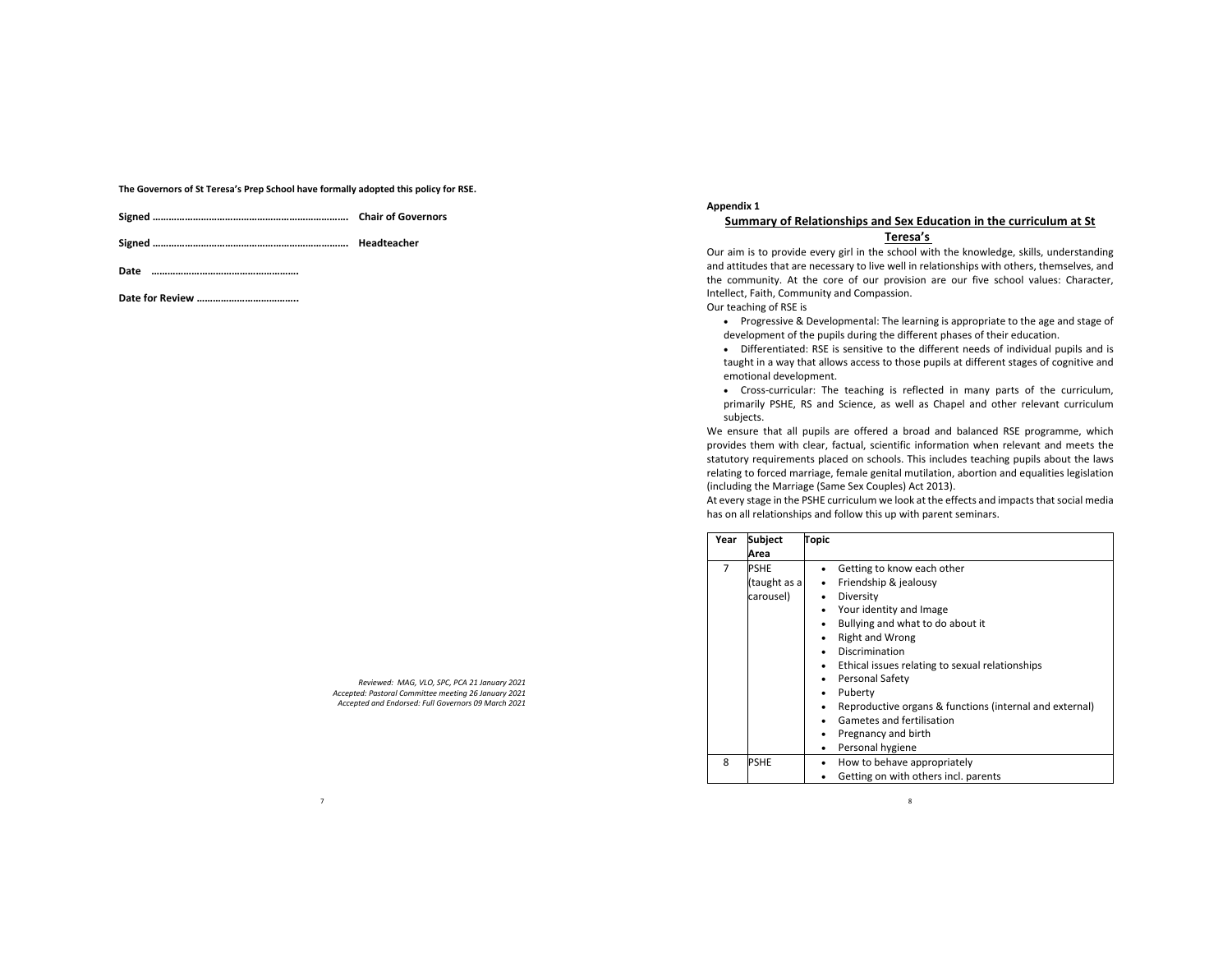**The Governors of St Teresa's Prep School have formally adopted this policy for RSE.**

**Signed ……………………………………………………………… Chair of Governors**

**Signed ……………………………………………………………… Headteacher**

**Date ……………………………………………….**

**Date for Review ………………………………..**

*Reviewed: MAG, VLO, SPC, PCA 21 January 2021*
*Accepted: Pastoral Committee meeting 26 January 2021*
*Accepted and Endorsed: Full Governors 09 March 2021*

**Appendix 1**

## Summary of Relationships and Sex Education in the curriculum at St Teresa's

Our aim is to provide every girl in the school with the knowledge, skills, understanding and attitudes that are necessary to live well in relationships with others, themselves, and the community. At the core of our provision are our five school values: Character, Intellect, Faith, Community and Compassion.

Our teaching of RSE is

- Progressive & Developmental: The learning is appropriate to the age and stage of development of the pupils during the different phases of their education.
- Differentiated: RSE is sensitive to the different needs of individual pupils and is taught in a way that allows access to those pupils at different stages of cognitive and emotional development.
- Cross-curricular: The teaching is reflected in many parts of the curriculum, primarily PSHE, RS and Science, as well as Chapel and other relevant curriculum subjects.

We ensure that all pupils are offered a broad and balanced RSE programme, which provides them with clear, factual, scientific information when relevant and meets the statutory requirements placed on schools. This includes teaching pupils about the laws relating to forced marriage, female genital mutilation, abortion and equalities legislation (including the Marriage (Same Sex Couples) Act 2013).

At every stage in the PSHE curriculum we look at the effects and impacts that social media has on all relationships and follow this up with parent seminars.

| Year | Subject Area | Topic |
|---|---|---|
| 7 | PSHE (taught as a carousel) | • Getting to know each other<br>• Friendship & jealousy<br>• Diversity<br>• Your identity and Image<br>• Bullying and what to do about it<br>• Right and Wrong<br>• Discrimination<br>• Ethical issues relating to sexual relationships<br>• Personal Safety<br>• Puberty<br>• Reproductive organs & functions (internal and external)<br>• Gametes and fertilisation<br>• Pregnancy and birth<br>• Personal hygiene |
| 8 | PSHE | • How to behave appropriately<br>• Getting on with others incl. parents |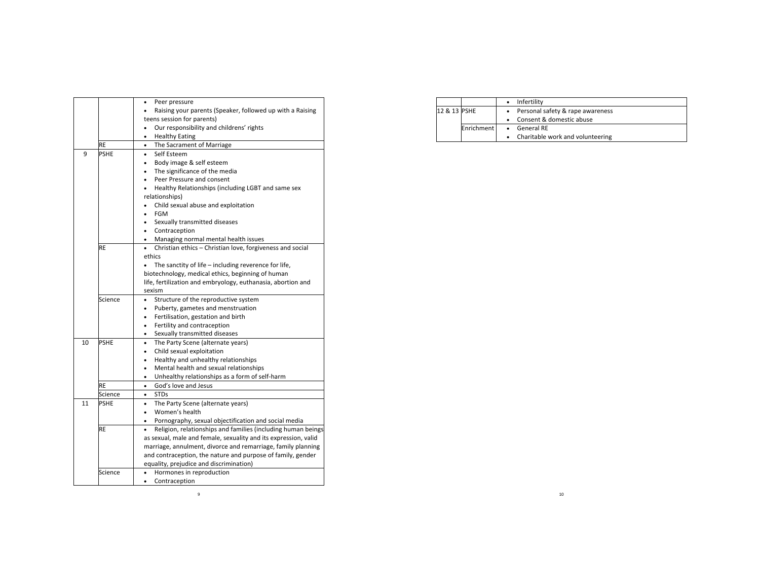| | | |
|---|---|---|
| | | • Peer pressure<br>• Raising your parents (Speaker, followed up with a Raising teens session for parents)<br>• Our responsibility and childrens' rights<br>• Healthy Eating |
| | RE | • The Sacrament of Marriage |
| 9 | PSHE | • Self Esteem<br>• Body image & self esteem<br>• The significance of the media<br>• Peer Pressure and consent<br>• Healthy Relationships (including LGBT and same sex relationships)<br>• Child sexual abuse and exploitation<br>• FGM<br>• Sexually transmitted diseases<br>• Contraception<br>• Managing normal mental health issues |
| | RE | • Christian ethics – Christian love, forgiveness and social ethics<br>• The sanctity of life – including reverence for life, biotechnology, medical ethics, beginning of human life, fertilization and embryology, euthanasia, abortion and sexism |
| | Science | • Structure of the reproductive system<br>• Puberty, gametes and menstruation<br>• Fertilisation, gestation and birth<br>• Fertility and contraception<br>• Sexually transmitted diseases |
| 10 | PSHE | • The Party Scene (alternate years)<br>• Child sexual exploitation<br>• Healthy and unhealthy relationships<br>• Mental health and sexual relationships<br>• Unhealthy relationships as a form of self-harm |
| | RE | • God's love and Jesus |
| | Science | • STDs |
| 11 | PSHE | • The Party Scene (alternate years)<br>• Women's health<br>• Pornography, sexual objectification and social media |
| | RE | • Religion, relationships and families (including human beings as sexual, male and female, sexuality and its expression, valid marriage, annulment, divorce and remarriage, family planning and contraception, the nature and purpose of family, gender equality, prejudice and discrimination) |
| | Science | • Hormones in reproduction<br>• Contraception |
| | | • Infertility |
| 12 & 13 | PSHE | • Personal safety & rape awareness<br>• Consent & domestic abuse |
| | Enrichment | • General RE<br>• Charitable work and volunteering |